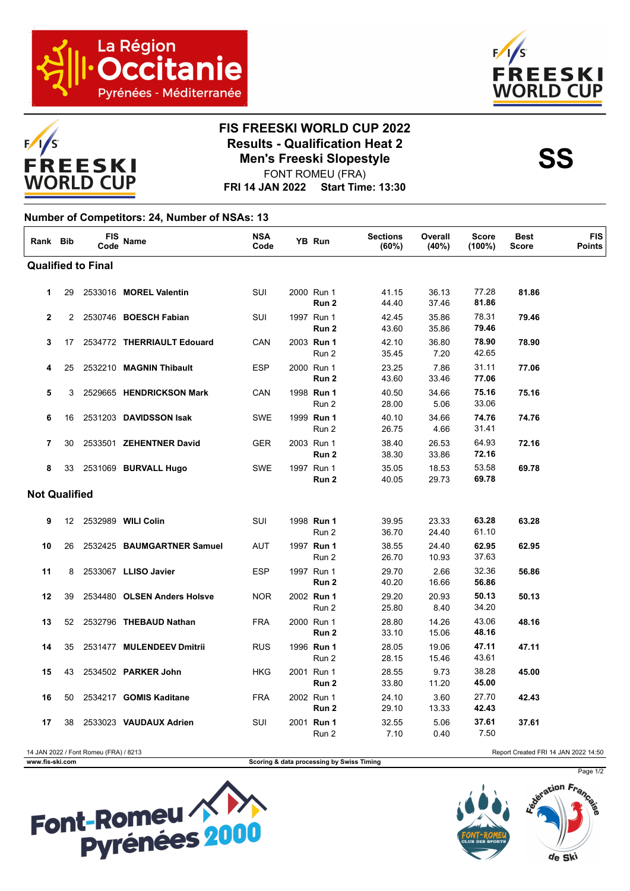# FIS FREESKI WORLD CUP 2022

## Results - Qualification Heat 2

## Men's Freeski Slopestyle

FONT ROMEU (FRA)

**FRI 14 JAN 2022 Start Time: 13:30**

**SS**

**Number of Competitors: 24, Number of NSAs: 13**

| Rank | Bib | FIS Code | Name | NSA Code | YB | Run | Sections (60%) | Overall (40%) | Score (100%) | Best Score | FIS Points |
|---|---|---|---|---|---|---|---|---|---|---|---|
| **Qualified to Final** | | | | | | | | | | | |
| 1 | 29 | 2533016 | **MOREL Valentin** | SUI | 2000 | Run 1 | 41.15 | 36.13 | 77.28 | **81.86** | |
| | | | | | | **Run 2** | 44.40 | 37.46 | **81.86** | | |
| 2 | 2 | 2530746 | **BOESCH Fabian** | SUI | 1997 | Run 1 | 42.45 | 35.86 | 78.31 | **79.46** | |
| | | | | | | **Run 2** | 43.60 | 35.86 | **79.46** | | |
| 3 | 17 | 2534772 | **THERRIAULT Edouard** | CAN | 2003 | **Run 1** | 42.10 | 36.80 | **78.90** | **78.90** | |
| | | | | | | Run 2 | 35.45 | 7.20 | 42.65 | | |
| 4 | 25 | 2532210 | **MAGNIN Thibault** | ESP | 2000 | Run 1 | 23.25 | 7.86 | 31.11 | **77.06** | |
| | | | | | | **Run 2** | 43.60 | 33.46 | **77.06** | | |
| 5 | 3 | 2529665 | **HENDRICKSON Mark** | CAN | 1998 | **Run 1** | 40.50 | 34.66 | **75.16** | **75.16** | |
| | | | | | | Run 2 | 28.00 | 5.06 | 33.06 | | |
| 6 | 16 | 2531203 | **DAVIDSSON Isak** | SWE | 1999 | **Run 1** | 40.10 | 34.66 | **74.76** | **74.76** | |
| | | | | | | Run 2 | 26.75 | 4.66 | 31.41 | | |
| 7 | 30 | 2533501 | **ZEHENTNER David** | GER | 2003 | Run 1 | 38.40 | 26.53 | 64.93 | **72.16** | |
| | | | | | | **Run 2** | 38.30 | 33.86 | **72.16** | | |
| 8 | 33 | 2531069 | **BURVALL Hugo** | SWE | 1997 | Run 1 | 35.05 | 18.53 | 53.58 | **69.78** | |
| | | | | | | **Run 2** | 40.05 | 29.73 | **69.78** | | |
| **Not Qualified** | | | | | | | | | | | |
| 9 | 12 | 2532989 | **WILI Colin** | SUI | 1998 | **Run 1** | 39.95 | 23.33 | **63.28** | **63.28** | |
| | | | | | | Run 2 | 36.70 | 24.40 | 61.10 | | |
| 10 | 26 | 2532425 | **BAUMGARTNER Samuel** | AUT | 1997 | **Run 1** | 38.55 | 24.40 | **62.95** | **62.95** | |
| | | | | | | Run 2 | 26.70 | 10.93 | 37.63 | | |
| 11 | 8 | 2533067 | **LLISO Javier** | ESP | 1997 | Run 1 | 29.70 | 2.66 | 32.36 | **56.86** | |
| | | | | | | **Run 2** | 40.20 | 16.66 | **56.86** | | |
| 12 | 39 | 2534480 | **OLSEN Anders Holsve** | NOR | 2002 | **Run 1** | 29.20 | 20.93 | **50.13** | **50.13** | |
| | | | | | | Run 2 | 25.80 | 8.40 | 34.20 | | |
| 13 | 52 | 2532796 | **THEBAUD Nathan** | FRA | 2000 | Run 1 | 28.80 | 14.26 | 43.06 | **48.16** | |
| | | | | | | **Run 2** | 33.10 | 15.06 | **48.16** | | |
| 14 | 35 | 2531477 | **MULENDEEV Dmitrii** | RUS | 1996 | **Run 1** | 28.05 | 19.06 | **47.11** | **47.11** | |
| | | | | | | Run 2 | 28.15 | 15.46 | 43.61 | | |
| 15 | 43 | 2534502 | **PARKER John** | HKG | 2001 | Run 1 | 28.55 | 9.73 | 38.28 | **45.00** | |
| | | | | | | **Run 2** | 33.80 | 11.20 | **45.00** | | |
| 16 | 50 | 2534217 | **GOMIS Kaditane** | FRA | 2002 | Run 1 | 24.10 | 3.60 | 27.70 | **42.43** | |
| | | | | | | **Run 2** | 29.10 | 13.33 | **42.43** | | |
| 17 | 38 | 2533023 | **VAUDAUX Adrien** | SUI | 2001 | **Run 1** | 32.55 | 5.06 | **37.61** | **37.61** | |
| | | | | | | Run 2 | 7.10 | 0.40 | 7.50 | | |

14 JAN 2022 / Font Romeu (FRA) / 8213 Report Created FRI 14 JAN 2022 14:50

www.fis-ski.com Scoring & data processing by Swiss Timing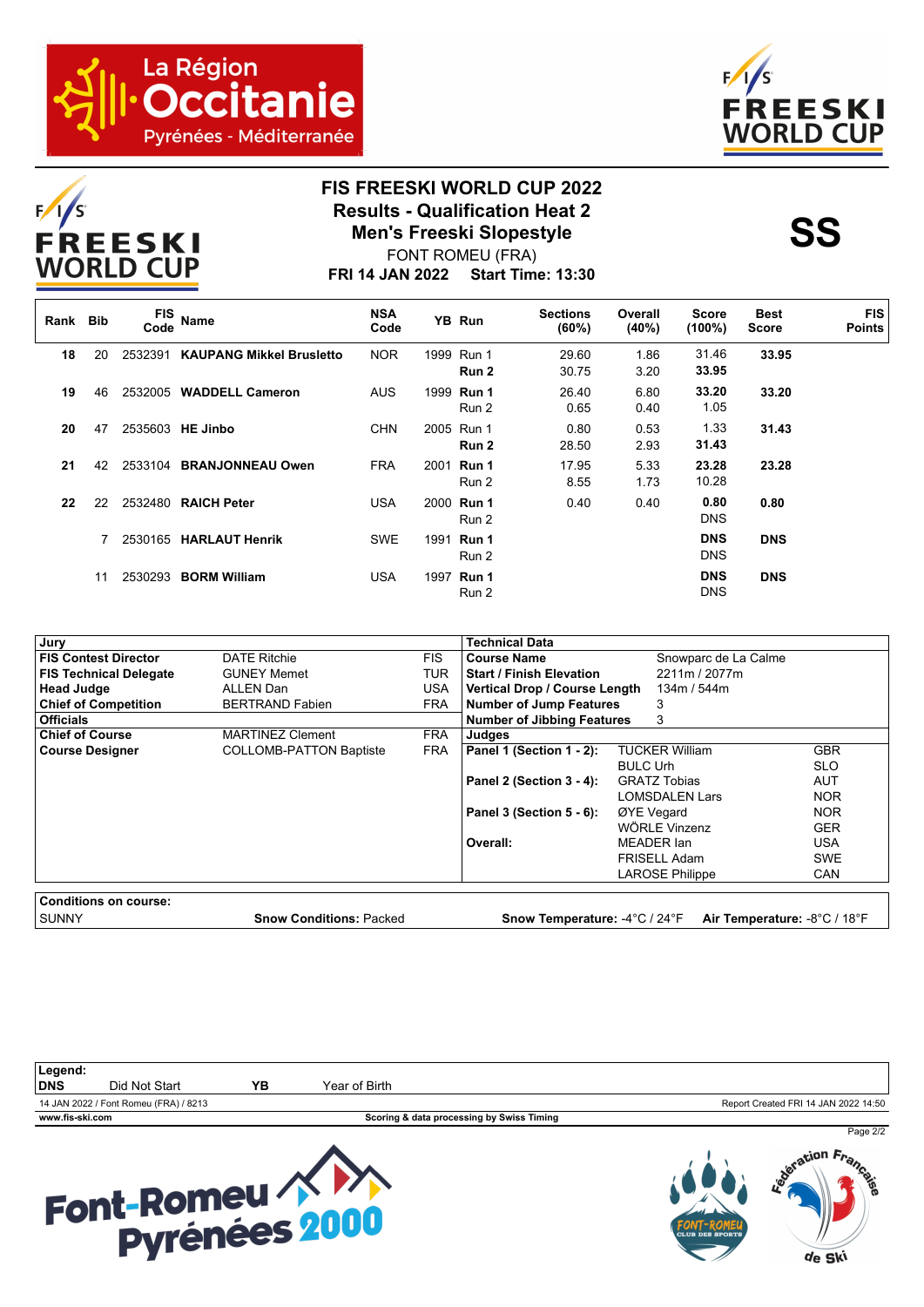# FIS FREESKI WORLD CUP 2022

## Results - Qualification Heat 2

## Men's Freeski Slopestyle

**SS**

FONT ROMEU (FRA)

**FRI 14 JAN 2022 Start Time: 13:30**

| Rank | Bib | FIS Code | Name | NSA Code | YB | Run | Sections (60%) | Overall (40%) | Score (100%) | Best Score | FIS Points |
|---|---|---|---|---|---|---|---|---|---|---|---|
| **18** | 20 | 2532391 | **KAUPANG Mikkel Brusletto** | NOR | 1999 | Run 1 | 29.60 | 1.86 | 31.46 | **33.95** | |
| | | | | | | **Run 2** | 30.75 | 3.20 | **33.95** | | |
| **19** | 46 | 2532005 | **WADDELL Cameron** | AUS | 1999 | **Run 1** | 26.40 | 6.80 | **33.20** | **33.20** | |
| | | | | | | Run 2 | 0.65 | 0.40 | 1.05 | | |
| **20** | 47 | 2535603 | **HE Jinbo** | CHN | 2005 | Run 1 | 0.80 | 0.53 | 1.33 | **31.43** | |
| | | | | | | **Run 2** | 28.50 | 2.93 | **31.43** | | |
| **21** | 42 | 2533104 | **BRANJONNEAU Owen** | FRA | 2001 | **Run 1** | 17.95 | 5.33 | **23.28** | **23.28** | |
| | | | | | | Run 2 | 8.55 | 1.73 | 10.28 | | |
| **22** | 22 | 2532480 | **RAICH Peter** | USA | 2000 | **Run 1** | 0.40 | 0.40 | **0.80** | **0.80** | |
| | | | | | | Run 2 | | | DNS | | |
| | 7 | 2530165 | **HARLAUT Henrik** | SWE | 1991 | **Run 1** | | | **DNS** | **DNS** | |
| | | | | | | Run 2 | | | DNS | | |
| | 11 | 2530293 | **BORM William** | USA | 1997 | **Run 1** | | | **DNS** | **DNS** | |
| | | | | | | Run 2 | | | DNS | | |

| **Jury** | | |
|---|---|---|
| **FIS Contest Director** | DATE Ritchie | FIS |
| **FIS Technical Delegate** | GUNEY Memet | TUR |
| **Head Judge** | ALLEN Dan | USA |
| **Chief of Competition** | BERTRAND Fabien | FRA |
| **Officials** | | |
| **Chief of Course** | MARTINEZ Clement | FRA |
| **Course Designer** | COLLOMB-PATTON Baptiste | FRA |

| **Technical Data** | |
|---|---|
| **Course Name** | Snowparc de La Calme |
| **Start / Finish Elevation** | 2211m / 2077m |
| **Vertical Drop / Course Length** | 134m / 544m |
| **Number of Jump Features** | 3 |
| **Number of Jibbing Features** | 3 |

| **Judges** | | |
|---|---|---|
| **Panel 1 (Section 1 - 2):** | TUCKER William | GBR |
| | BULC Urh | SLO |
| **Panel 2 (Section 3 - 4):** | GRATZ Tobias | AUT |
| | LOMSDALEN Lars | NOR |
| **Panel 3 (Section 5 - 6):** | ØYE Vegard | NOR |
| | WÖRLE Vinzenz | GER |
| **Overall:** | MEADER Ian | USA |
| | FRISELL Adam | SWE |
| | LAROSE Philippe | CAN |

**Conditions on course:**

SUNNY **Snow Conditions:** Packed **Snow Temperature:** -4°C / 24°F **Air Temperature:** -8°C / 18°F

**Legend:**
**DNS** Did Not Start **YB** Year of Birth

14 JAN 2022 / Font Romeu (FRA) / 8213 Report Created FRI 14 JAN 2022 14:50

**www.fis-ski.com** **Scoring & data processing by Swiss Timing**